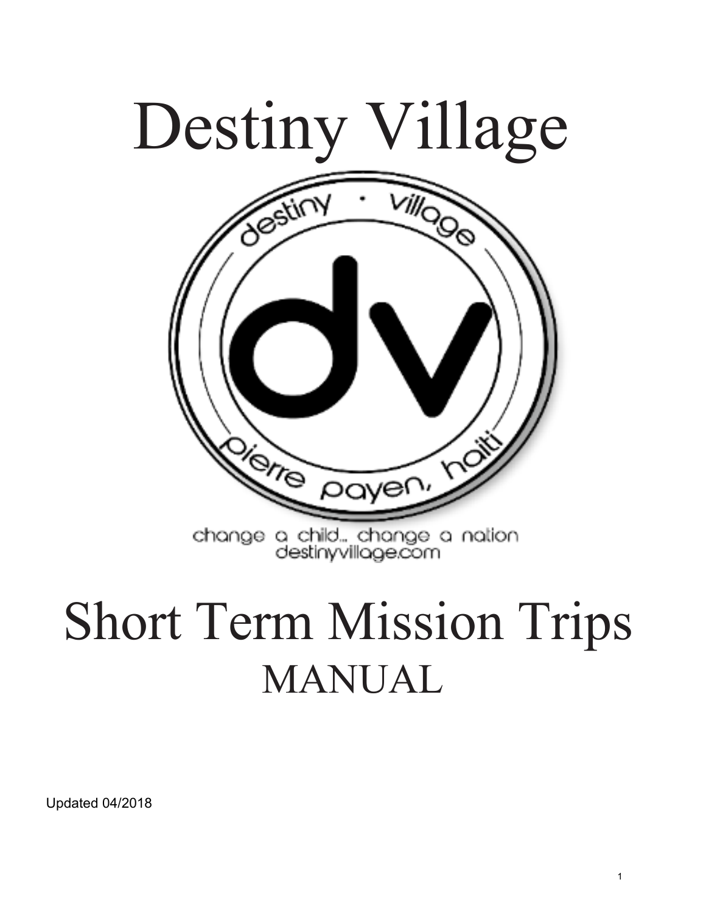# Destiny Village

destiny · village

dv

pierre payen, haiti

change a child... change a nation
destinyvillage.com

# Short Term Mission Trips
## MANUAL

Updated 04/2018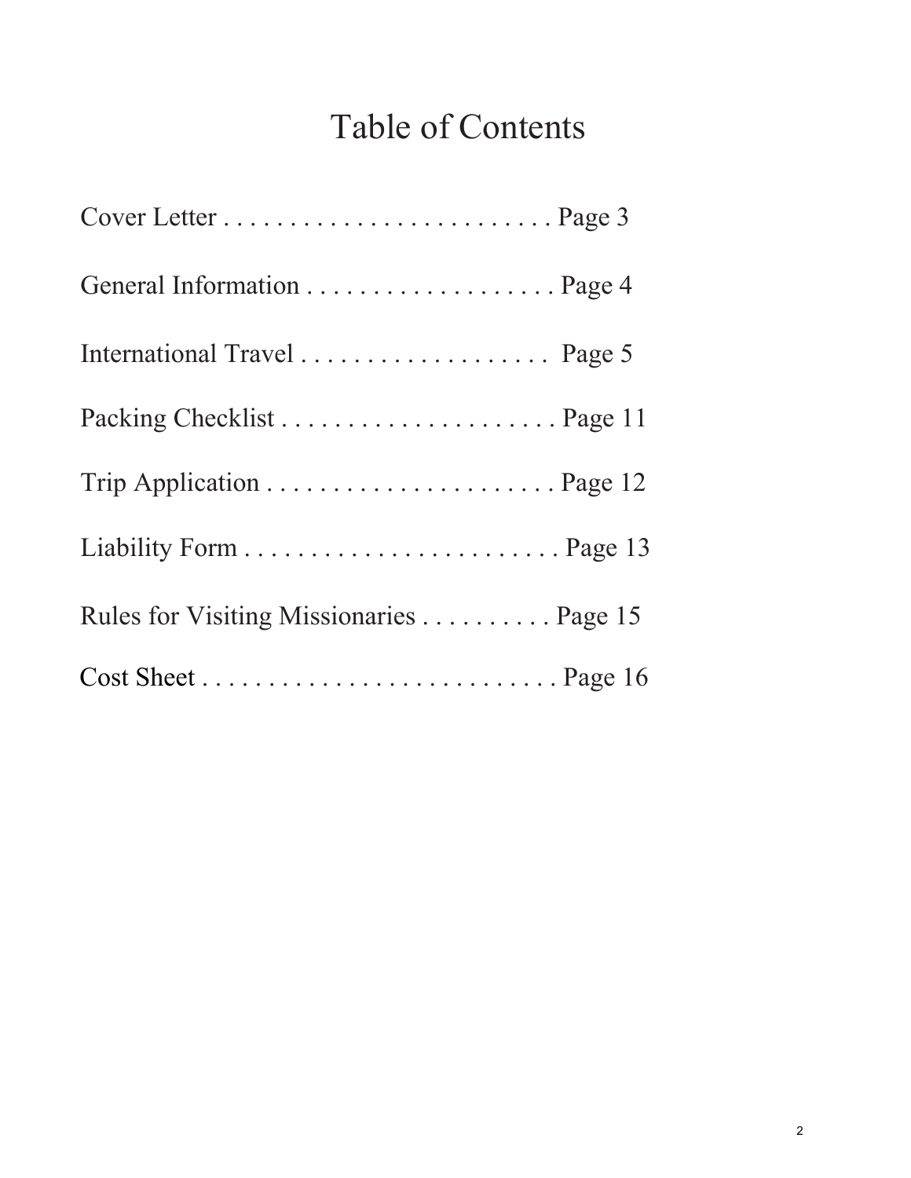# Table of Contents

Cover Letter . . . . . . . . . . . . . . . . . . . . . . . . . Page 3

General Information . . . . . . . . . . . . . . . . . . . Page 4

International Travel . . . . . . . . . . . . . . . . . . . Page 5

Packing Checklist . . . . . . . . . . . . . . . . . . . . . Page 11

Trip Application . . . . . . . . . . . . . . . . . . . . . . Page 12

Liability Form . . . . . . . . . . . . . . . . . . . . . . . . Page 13

Rules for Visiting Missionaries . . . . . . . . . . Page 15

Cost Sheet . . . . . . . . . . . . . . . . . . . . . . . . . . . Page 16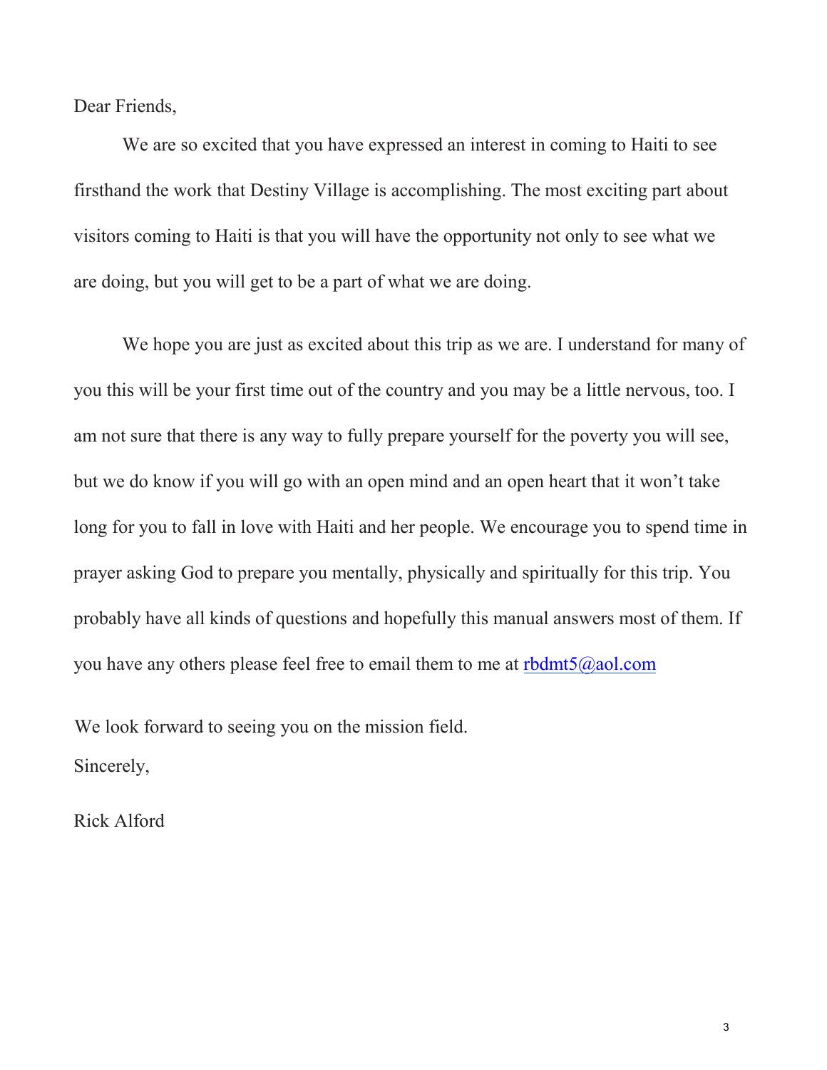Dear Friends,

We are so excited that you have expressed an interest in coming to Haiti to see firsthand the work that Destiny Village is accomplishing. The most exciting part about visitors coming to Haiti is that you will have the opportunity not only to see what we are doing, but you will get to be a part of what we are doing.

We hope you are just as excited about this trip as we are. I understand for many of you this will be your first time out of the country and you may be a little nervous, too. I am not sure that there is any way to fully prepare yourself for the poverty you will see, but we do know if you will go with an open mind and an open heart that it won't take long for you to fall in love with Haiti and her people. We encourage you to spend time in prayer asking God to prepare you mentally, physically and spiritually for this trip. You probably have all kinds of questions and hopefully this manual answers most of them. If you have any others please feel free to email them to me at rbdmt5@aol.com

We look forward to seeing you on the mission field.

Sincerely,

Rick Alford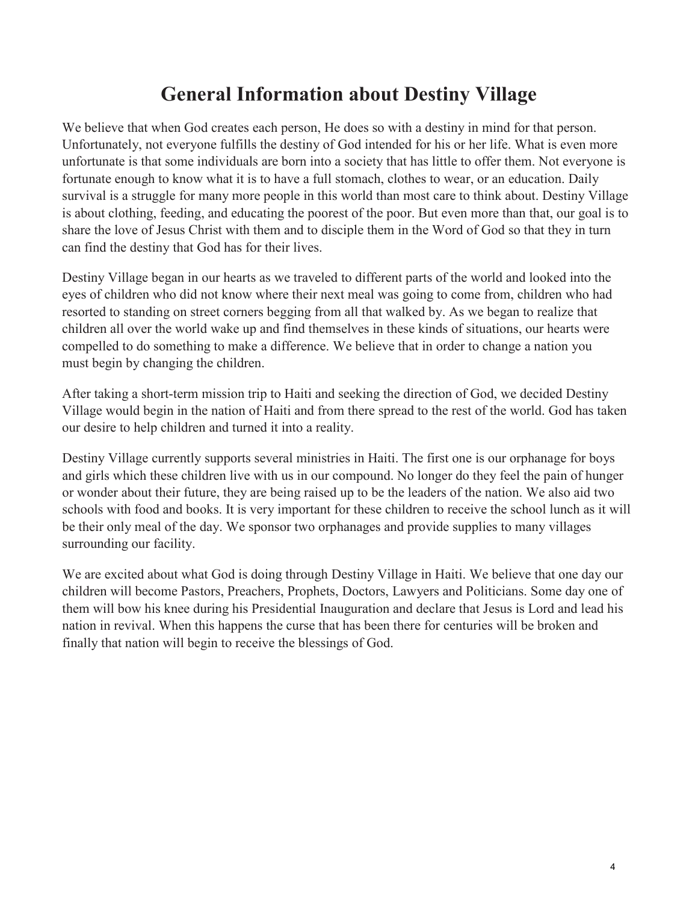# General Information about Destiny Village

We believe that when God creates each person, He does so with a destiny in mind for that person. Unfortunately, not everyone fulfills the destiny of God intended for his or her life. What is even more unfortunate is that some individuals are born into a society that has little to offer them. Not everyone is fortunate enough to know what it is to have a full stomach, clothes to wear, or an education. Daily survival is a struggle for many more people in this world than most care to think about. Destiny Village is about clothing, feeding, and educating the poorest of the poor. But even more than that, our goal is to share the love of Jesus Christ with them and to disciple them in the Word of God so that they in turn can find the destiny that God has for their lives.

Destiny Village began in our hearts as we traveled to different parts of the world and looked into the eyes of children who did not know where their next meal was going to come from, children who had resorted to standing on street corners begging from all that walked by. As we began to realize that children all over the world wake up and find themselves in these kinds of situations, our hearts were compelled to do something to make a difference. We believe that in order to change a nation you must begin by changing the children.

After taking a short-term mission trip to Haiti and seeking the direction of God, we decided Destiny Village would begin in the nation of Haiti and from there spread to the rest of the world. God has taken our desire to help children and turned it into a reality.

Destiny Village currently supports several ministries in Haiti. The first one is our orphanage for boys and girls which these children live with us in our compound. No longer do they feel the pain of hunger or wonder about their future, they are being raised up to be the leaders of the nation. We also aid two schools with food and books. It is very important for these children to receive the school lunch as it will be their only meal of the day. We sponsor two orphanages and provide supplies to many villages surrounding our facility.

We are excited about what God is doing through Destiny Village in Haiti. We believe that one day our children will become Pastors, Preachers, Prophets, Doctors, Lawyers and Politicians. Some day one of them will bow his knee during his Presidential Inauguration and declare that Jesus is Lord and lead his nation in revival. When this happens the curse that has been there for centuries will be broken and finally that nation will begin to receive the blessings of God.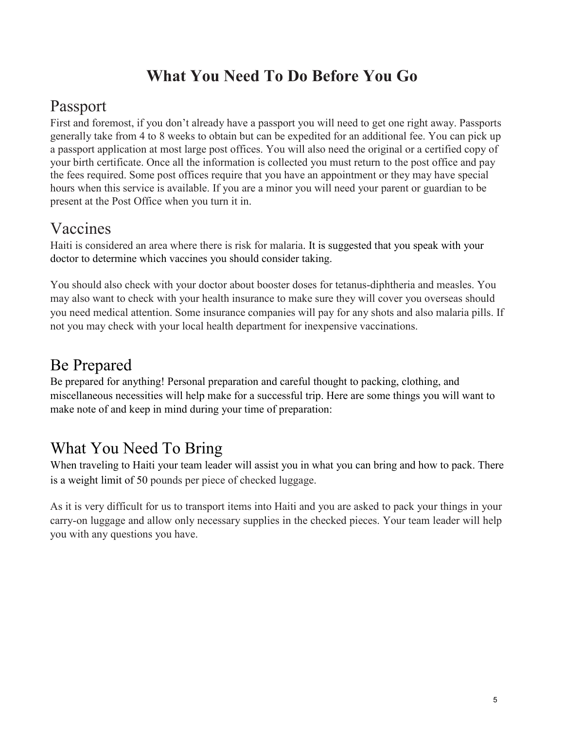# What You Need To Do Before You Go

## Passport

First and foremost, if you don't already have a passport you will need to get one right away. Passports generally take from 4 to 8 weeks to obtain but can be expedited for an additional fee. You can pick up a passport application at most large post offices. You will also need the original or a certified copy of your birth certificate. Once all the information is collected you must return to the post office and pay the fees required. Some post offices require that you have an appointment or they may have special hours when this service is available. If you are a minor you will need your parent or guardian to be present at the Post Office when you turn it in.

## Vaccines

Haiti is considered an area where there is risk for malaria. It is suggested that you speak with your doctor to determine which vaccines you should consider taking.

You should also check with your doctor about booster doses for tetanus-diphtheria and measles. You may also want to check with your health insurance to make sure they will cover you overseas should you need medical attention. Some insurance companies will pay for any shots and also malaria pills. If not you may check with your local health department for inexpensive vaccinations.

## Be Prepared

Be prepared for anything! Personal preparation and careful thought to packing, clothing, and miscellaneous necessities will help make for a successful trip. Here are some things you will want to make note of and keep in mind during your time of preparation:

## What You Need To Bring

When traveling to Haiti your team leader will assist you in what you can bring and how to pack. There is a weight limit of 50 pounds per piece of checked luggage.

As it is very difficult for us to transport items into Haiti and you are asked to pack your things in your carry-on luggage and allow only necessary supplies in the checked pieces. Your team leader will help you with any questions you have.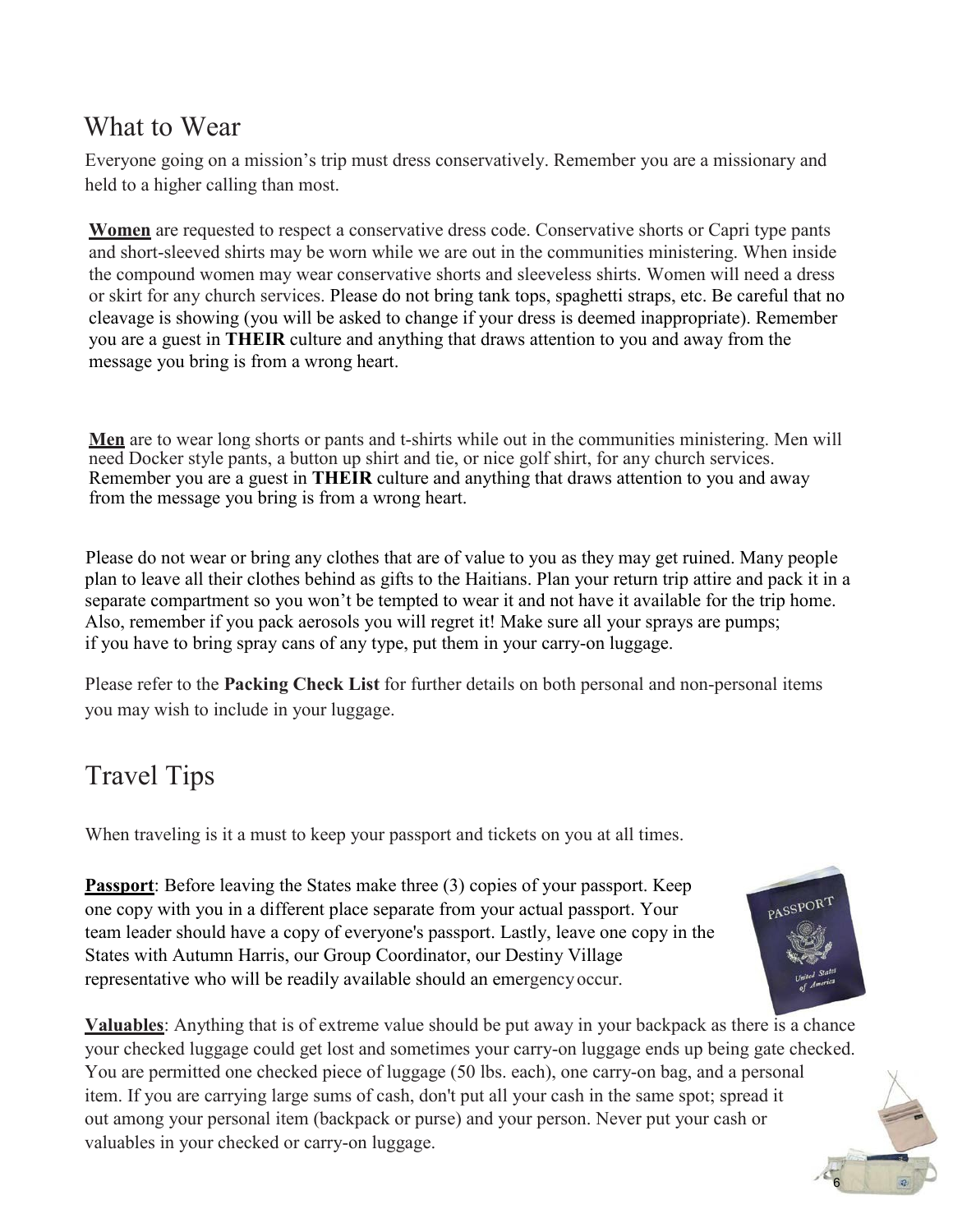## What to Wear

Everyone going on a mission's trip must dress conservatively. Remember you are a missionary and held to a higher calling than most.

**Women** are requested to respect a conservative dress code. Conservative shorts or Capri type pants and short-sleeved shirts may be worn while we are out in the communities ministering. When inside the compound women may wear conservative shorts and sleeveless shirts. Women will need a dress or skirt for any church services. Please do not bring tank tops, spaghetti straps, etc. Be careful that no cleavage is showing (you will be asked to change if your dress is deemed inappropriate). Remember you are a guest in **THEIR** culture and anything that draws attention to you and away from the message you bring is from a wrong heart.

**Men** are to wear long shorts or pants and t-shirts while out in the communities ministering. Men will need Docker style pants, a button up shirt and tie, or nice golf shirt, for any church services. Remember you are a guest in **THEIR** culture and anything that draws attention to you and away from the message you bring is from a wrong heart.

Please do not wear or bring any clothes that are of value to you as they may get ruined. Many people plan to leave all their clothes behind as gifts to the Haitians. Plan your return trip attire and pack it in a separate compartment so you won't be tempted to wear it and not have it available for the trip home. Also, remember if you pack aerosols you will regret it! Make sure all your sprays are pumps; if you have to bring spray cans of any type, put them in your carry-on luggage.

Please refer to the **Packing Check List** for further details on both personal and non-personal items you may wish to include in your luggage.

## Travel Tips

When traveling is it a must to keep your passport and tickets on you at all times.

**Passport**: Before leaving the States make three (3) copies of your passport. Keep one copy with you in a different place separate from your actual passport. Your team leader should have a copy of everyone's passport. Lastly, leave one copy in the States with Autumn Harris, our Group Coordinator, our Destiny Village representative who will be readily available should an emergency occur.

**Valuables**: Anything that is of extreme value should be put away in your backpack as there is a chance your checked luggage could get lost and sometimes your carry-on luggage ends up being gate checked. You are permitted one checked piece of luggage (50 lbs. each), one carry-on bag, and a personal item. If you are carrying large sums of cash, don't put all your cash in the same spot; spread it out among your personal item (backpack or purse) and your person. Never put your cash or valuables in your checked or carry-on luggage.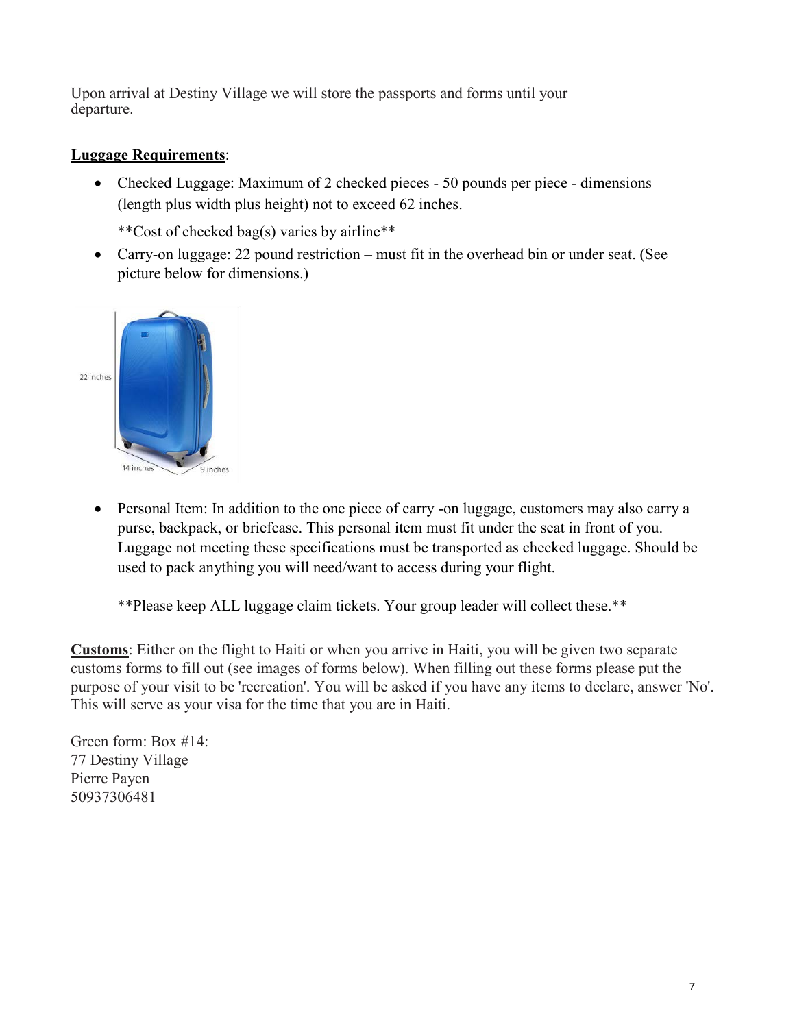Upon arrival at Destiny Village we will store the passports and forms until your departure.

**Luggage Requirements**:

- Checked Luggage: Maximum of 2 checked pieces - 50 pounds per piece - dimensions (length plus width plus height) not to exceed 62 inches.

  **Cost of checked bag(s) varies by airline**

- Carry-on luggage: 22 pound restriction – must fit in the overhead bin or under seat. (See picture below for dimensions.)

- Personal Item: In addition to the one piece of carry -on luggage, customers may also carry a purse, backpack, or briefcase. This personal item must fit under the seat in front of you. Luggage not meeting these specifications must be transported as checked luggage. Should be used to pack anything you will need/want to access during your flight.

  **Please keep ALL luggage claim tickets. Your group leader will collect these.**

**Customs**: Either on the flight to Haiti or when you arrive in Haiti, you will be given two separate customs forms to fill out (see images of forms below). When filling out these forms please put the purpose of your visit to be 'recreation'. You will be asked if you have any items to declare, answer 'No'. This will serve as your visa for the time that you are in Haiti.

Green form: Box #14:
77 Destiny Village
Pierre Payen
50937306481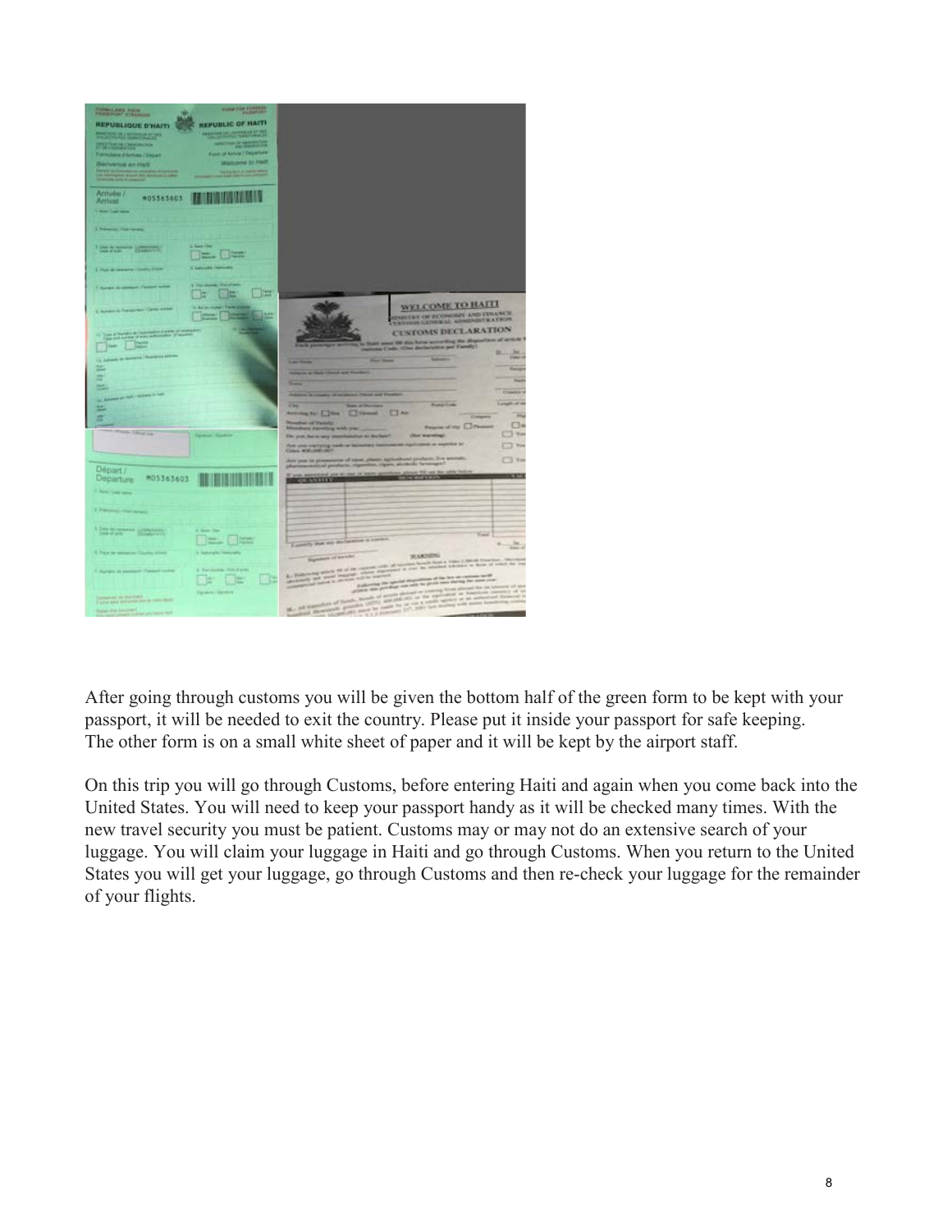After going through customs you will be given the bottom half of the green form to be kept with your passport, it will be needed to exit the country. Please put it inside your passport for safe keeping. The other form is on a small white sheet of paper and it will be kept by the airport staff.

On this trip you will go through Customs, before entering Haiti and again when you come back into the United States. You will need to keep your passport handy as it will be checked many times. With the new travel security you must be patient. Customs may or may not do an extensive search of your luggage. You will claim your luggage in Haiti and go through Customs. When you return to the United States you will get your luggage, go through Customs and then re-check your luggage for the remainder of your flights.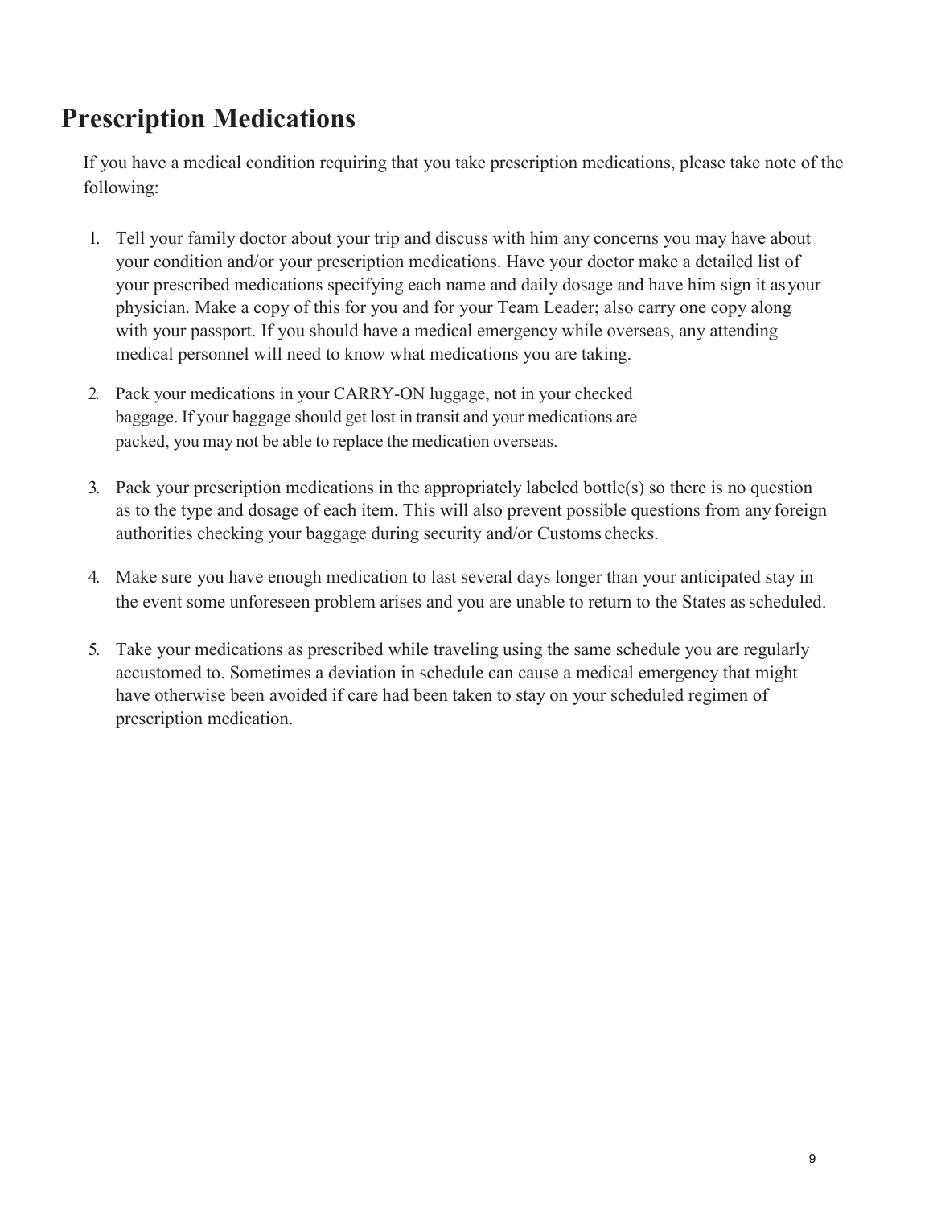# Prescription Medications

If you have a medical condition requiring that you take prescription medications, please take note of the following:

1. Tell your family doctor about your trip and discuss with him any concerns you may have about your condition and/or your prescription medications. Have your doctor make a detailed list of your prescribed medications specifying each name and daily dosage and have him sign it as your physician. Make a copy of this for you and for your Team Leader; also carry one copy along with your passport. If you should have a medical emergency while overseas, any attending medical personnel will need to know what medications you are taking.

2. Pack your medications in your CARRY-ON luggage, not in your checked baggage. If your baggage should get lost in transit and your medications are packed, you may not be able to replace the medication overseas.

3. Pack your prescription medications in the appropriately labeled bottle(s) so there is no question as to the type and dosage of each item. This will also prevent possible questions from any foreign authorities checking your baggage during security and/or Customs checks.

4. Make sure you have enough medication to last several days longer than your anticipated stay in the event some unforeseen problem arises and you are unable to return to the States as scheduled.

5. Take your medications as prescribed while traveling using the same schedule you are regularly accustomed to. Sometimes a deviation in schedule can cause a medical emergency that might have otherwise been avoided if care had been taken to stay on your scheduled regimen of prescription medication.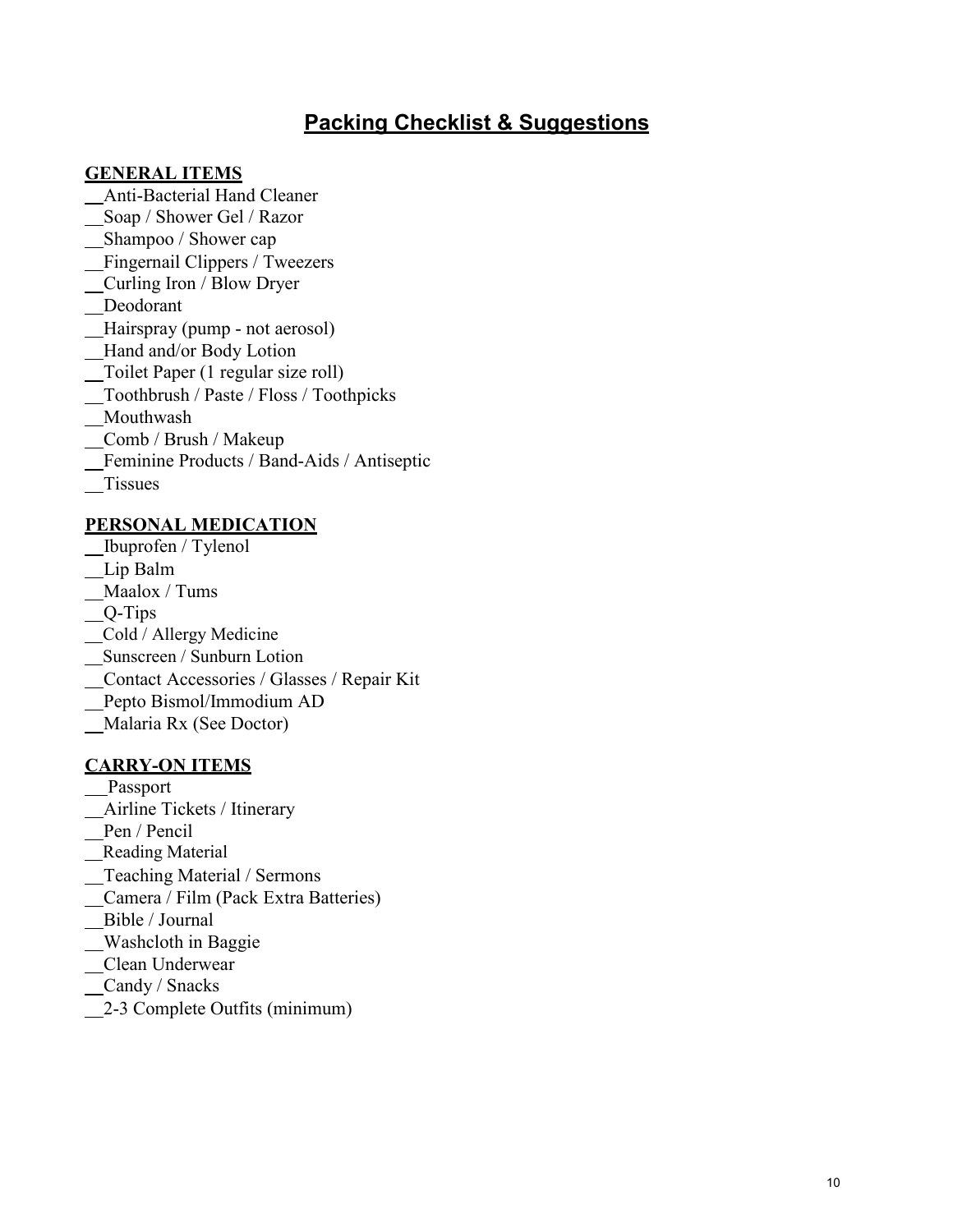# Packing Checklist & Suggestions

## GENERAL ITEMS

__Anti-Bacterial Hand Cleaner
__Soap / Shower Gel / Razor
__Shampoo / Shower cap
__Fingernail Clippers / Tweezers
__Curling Iron / Blow Dryer
__Deodorant
__Hairspray (pump - not aerosol)
__Hand and/or Body Lotion
__Toilet Paper (1 regular size roll)
__Toothbrush / Paste / Floss / Toothpicks
__Mouthwash
__Comb / Brush / Makeup
__Feminine Products / Band-Aids / Antiseptic
__Tissues

## PERSONAL MEDICATION

__Ibuprofen / Tylenol
__Lip Balm
__Maalox / Tums
__Q-Tips
__Cold / Allergy Medicine
__Sunscreen / Sunburn Lotion
__Contact Accessories / Glasses / Repair Kit
__Pepto Bismol/Immodium AD
__Malaria Rx (See Doctor)

## CARRY-ON ITEMS

___Passport
__Airline Tickets / Itinerary
__Pen / Pencil
__Reading Material
__Teaching Material / Sermons
__Camera / Film (Pack Extra Batteries)
__Bible / Journal
__Washcloth in Baggie
__Clean Underwear
__Candy / Snacks
__2-3 Complete Outfits (minimum)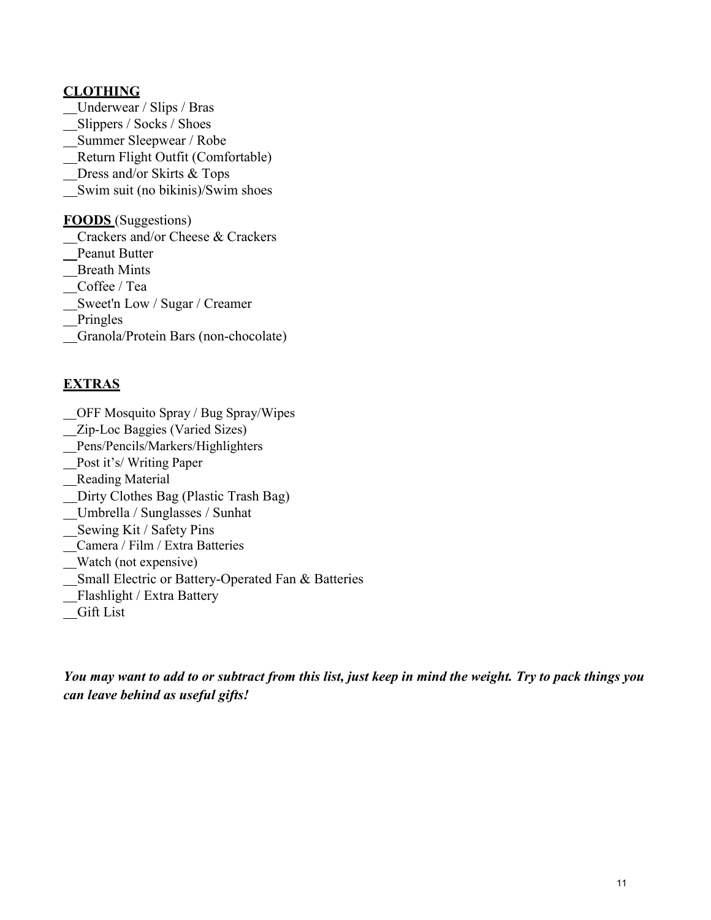**CLOTHING**

__Underwear / Slips / Bras
__Slippers / Socks / Shoes
__Summer Sleepwear / Robe
__Return Flight Outfit (Comfortable)
__Dress and/or Skirts & Tops
__Swim suit (no bikinis)/Swim shoes

**FOODS** (Suggestions)

__Crackers and/or Cheese & Crackers
__Peanut Butter
__Breath Mints
__Coffee / Tea
__Sweet'n Low / Sugar / Creamer
__Pringles
__Granola/Protein Bars (non-chocolate)

**EXTRAS**

__OFF Mosquito Spray / Bug Spray/Wipes
__Zip-Loc Baggies (Varied Sizes)
__Pens/Pencils/Markers/Highlighters
__Post it's/ Writing Paper
__Reading Material
__Dirty Clothes Bag (Plastic Trash Bag)
__Umbrella / Sunglasses / Sunhat
__Sewing Kit / Safety Pins
__Camera / Film / Extra Batteries
__Watch (not expensive)
__Small Electric or Battery-Operated Fan & Batteries
__Flashlight / Extra Battery
__Gift List

***You may want to add to or subtract from this list, just keep in mind the weight. Try to pack things you can leave behind as useful gifts!***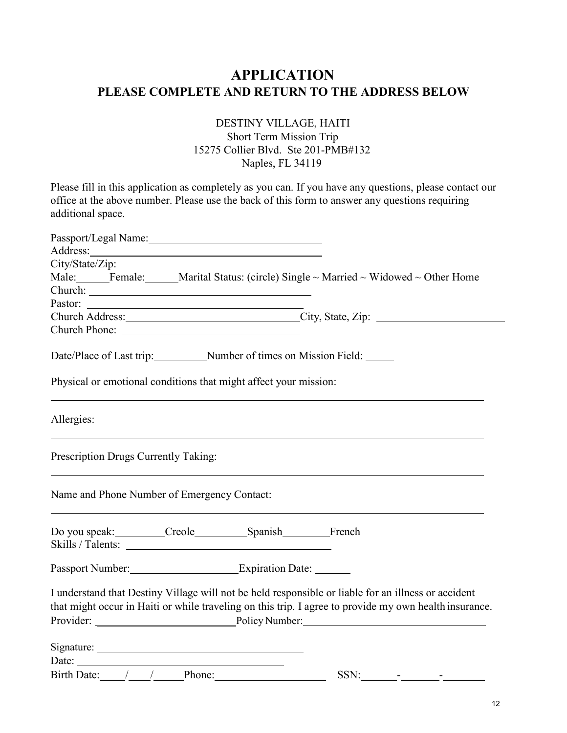# APPLICATION

## PLEASE COMPLETE AND RETURN TO THE ADDRESS BELOW

DESTINY VILLAGE, HAITI
Short Term Mission Trip
15275 Collier Blvd. Ste 201-PMB#132
Naples, FL 34119

Please fill in this application as completely as you can. If you have any questions, please contact our office at the above number. Please use the back of this form to answer any questions requiring additional space.

Passport/Legal Name: ______________________________
Address: ______________________________
City/State/Zip: ______________________________
Male: ______ Female: ______ Marital Status: (circle) Single ~ Married ~ Widowed ~ Other Home
Church: ______________________________
Pastor: ______________________________
Church Address: ______________________________ City, State, Zip: ______________________
Church Phone: ______________________________

Date/Place of Last trip: __________ Number of times on Mission Field: _____

Physical or emotional conditions that might affect your mission:

______________________________________________________________________

Allergies:

______________________________________________________________________

Prescription Drugs Currently Taking:

______________________________________________________________________

Name and Phone Number of Emergency Contact:

______________________________________________________________________

Do you speak: _________ Creole _________ Spanish ________ French
Skills / Talents: ______________________________

Passport Number: ____________________ Expiration Date: _______

I understand that Destiny Village will not be held responsible or liable for an illness or accident that might occur in Haiti or while traveling on this trip. I agree to provide my own health insurance.
Provider: __________________________ Policy Number: __________________________________

Signature: ______________________________
Date: ______________________________
Birth Date: _____/____/_____ Phone: ____________________ SSN: ______-_______-_______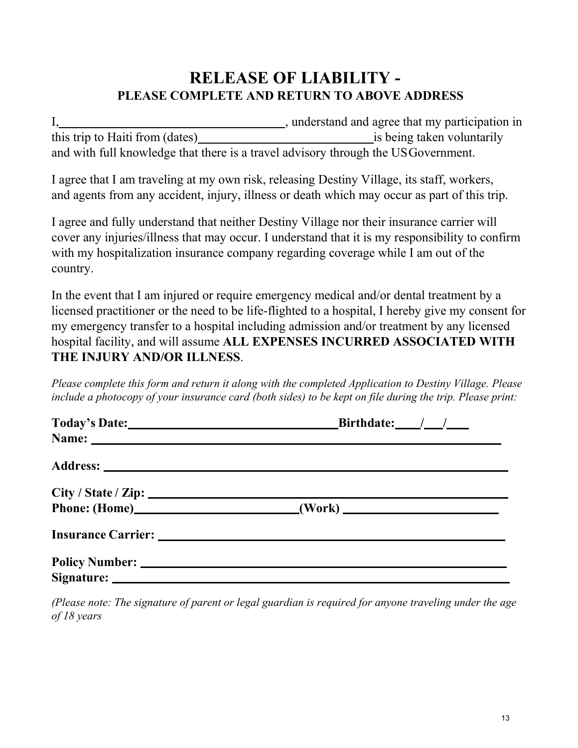# RELEASE OF LIABILITY -

## PLEASE COMPLETE AND RETURN TO ABOVE ADDRESS

I,\_\_\_\_\_\_\_\_\_\_\_\_\_\_\_\_\_\_\_\_\_\_\_\_\_\_\_\_\_\_\_\_\_\_\_\_, understand and agree that my participation in this trip to Haiti from (dates)\_\_\_\_\_\_\_\_\_\_\_\_\_\_\_\_\_\_\_\_\_\_\_\_\_\_\_\_is being taken voluntarily and with full knowledge that there is a travel advisory through the US Government.

I agree that I am traveling at my own risk, releasing Destiny Village, its staff, workers, and agents from any accident, injury, illness or death which may occur as part of this trip.

I agree and fully understand that neither Destiny Village nor their insurance carrier will cover any injuries/illness that may occur. I understand that it is my responsibility to confirm with my hospitalization insurance company regarding coverage while I am out of the country.

In the event that I am injured or require emergency medical and/or dental treatment by a licensed practitioner or the need to be life-flighted to a hospital, I hereby give my consent for my emergency transfer to a hospital including admission and/or treatment by any licensed hospital facility, and will assume **ALL EXPENSES INCURRED ASSOCIATED WITH THE INJURY AND/OR ILLNESS**.

*Please complete this form and return it along with the completed Application to Destiny Village. Please include a photocopy of your insurance card (both sides) to be kept on file during the trip. Please print:*

**Today's Date:**\_\_\_\_\_\_\_\_\_\_\_\_\_\_\_\_\_\_\_\_\_\_\_\_\_\_\_\_\_\_\_\_\_\_**Birthdate:**\_\_\_\_/\_\_\_/\_\_\_

**Name:** \_\_\_\_\_\_\_\_\_\_\_\_\_\_\_\_\_\_\_\_\_\_\_\_\_\_\_\_\_\_\_\_\_\_\_\_\_\_\_\_\_\_\_\_\_\_\_\_\_\_\_\_\_\_\_\_\_\_\_\_\_\_\_\_\_\_

**Address:** \_\_\_\_\_\_\_\_\_\_\_\_\_\_\_\_\_\_\_\_\_\_\_\_\_\_\_\_\_\_\_\_\_\_\_\_\_\_\_\_\_\_\_\_\_\_\_\_\_\_\_\_\_\_\_\_\_\_\_\_\_\_\_\_

**City / State / Zip:** \_\_\_\_\_\_\_\_\_\_\_\_\_\_\_\_\_\_\_\_\_\_\_\_\_\_\_\_\_\_\_\_\_\_\_\_\_\_\_\_\_\_\_\_\_\_\_\_\_\_\_\_\_\_\_\_\_

**Phone: (Home)**\_\_\_\_\_\_\_\_\_\_\_\_\_\_\_\_\_\_\_\_\_\_\_\_\_\_\_**(Work)** \_\_\_\_\_\_\_\_\_\_\_\_\_\_\_\_\_\_\_\_\_\_\_\_\_\_

**Insurance Carrier:** \_\_\_\_\_\_\_\_\_\_\_\_\_\_\_\_\_\_\_\_\_\_\_\_\_\_\_\_\_\_\_\_\_\_\_\_\_\_\_\_\_\_\_\_\_\_\_\_\_\_\_\_\_\_\_\_\_

**Policy Number:** \_\_\_\_\_\_\_\_\_\_\_\_\_\_\_\_\_\_\_\_\_\_\_\_\_\_\_\_\_\_\_\_\_\_\_\_\_\_\_\_\_\_\_\_\_\_\_\_\_\_\_\_\_\_\_\_\_\_

**Signature:** \_\_\_\_\_\_\_\_\_\_\_\_\_\_\_\_\_\_\_\_\_\_\_\_\_\_\_\_\_\_\_\_\_\_\_\_\_\_\_\_\_\_\_\_\_\_\_\_\_\_\_\_\_\_\_\_\_\_\_\_\_\_

*(Please note: The signature of parent or legal guardian is required for anyone traveling under the age of 18 years*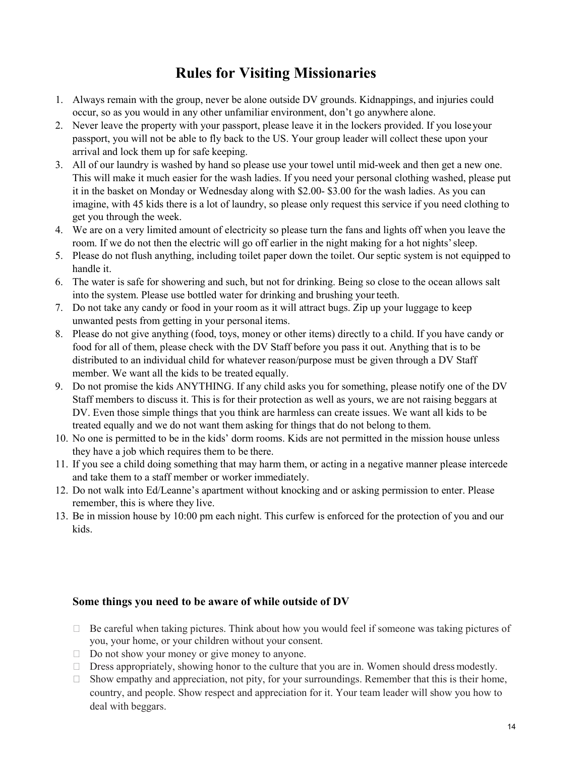# Rules for Visiting Missionaries

1. Always remain with the group, never be alone outside DV grounds. Kidnappings, and injuries could occur, so as you would in any other unfamiliar environment, don't go anywhere alone.
2. Never leave the property with your passport, please leave it in the lockers provided. If you lose your passport, you will not be able to fly back to the US. Your group leader will collect these upon your arrival and lock them up for safe keeping.
3. All of our laundry is washed by hand so please use your towel until mid-week and then get a new one. This will make it much easier for the wash ladies. If you need your personal clothing washed, please put it in the basket on Monday or Wednesday along with $2.00- $3.00 for the wash ladies. As you can imagine, with 45 kids there is a lot of laundry, so please only request this service if you need clothing to get you through the week.
4. We are on a very limited amount of electricity so please turn the fans and lights off when you leave the room. If we do not then the electric will go off earlier in the night making for a hot nights' sleep.
5. Please do not flush anything, including toilet paper down the toilet. Our septic system is not equipped to handle it.
6. The water is safe for showering and such, but not for drinking. Being so close to the ocean allows salt into the system. Please use bottled water for drinking and brushing your teeth.
7. Do not take any candy or food in your room as it will attract bugs. Zip up your luggage to keep unwanted pests from getting in your personal items.
8. Please do not give anything (food, toys, money or other items) directly to a child. If you have candy or food for all of them, please check with the DV Staff before you pass it out. Anything that is to be distributed to an individual child for whatever reason/purpose must be given through a DV Staff member. We want all the kids to be treated equally.
9. Do not promise the kids ANYTHING. If any child asks you for something, please notify one of the DV Staff members to discuss it. This is for their protection as well as yours, we are not raising beggars at DV. Even those simple things that you think are harmless can create issues. We want all kids to be treated equally and we do not want them asking for things that do not belong to them.
10. No one is permitted to be in the kids' dorm rooms. Kids are not permitted in the mission house unless they have a job which requires them to be there.
11. If you see a child doing something that may harm them, or acting in a negative manner please intercede and take them to a staff member or worker immediately.
12. Do not walk into Ed/Leanne's apartment without knocking and or asking permission to enter. Please remember, this is where they live.
13. Be in mission house by 10:00 pm each night. This curfew is enforced for the protection of you and our kids.

### Some things you need to be aware of while outside of DV

- Be careful when taking pictures. Think about how you would feel if someone was taking pictures of you, your home, or your children without your consent.
- Do not show your money or give money to anyone.
- Dress appropriately, showing honor to the culture that you are in. Women should dress modestly.
- Show empathy and appreciation, not pity, for your surroundings. Remember that this is their home, country, and people. Show respect and appreciation for it. Your team leader will show you how to deal with beggars.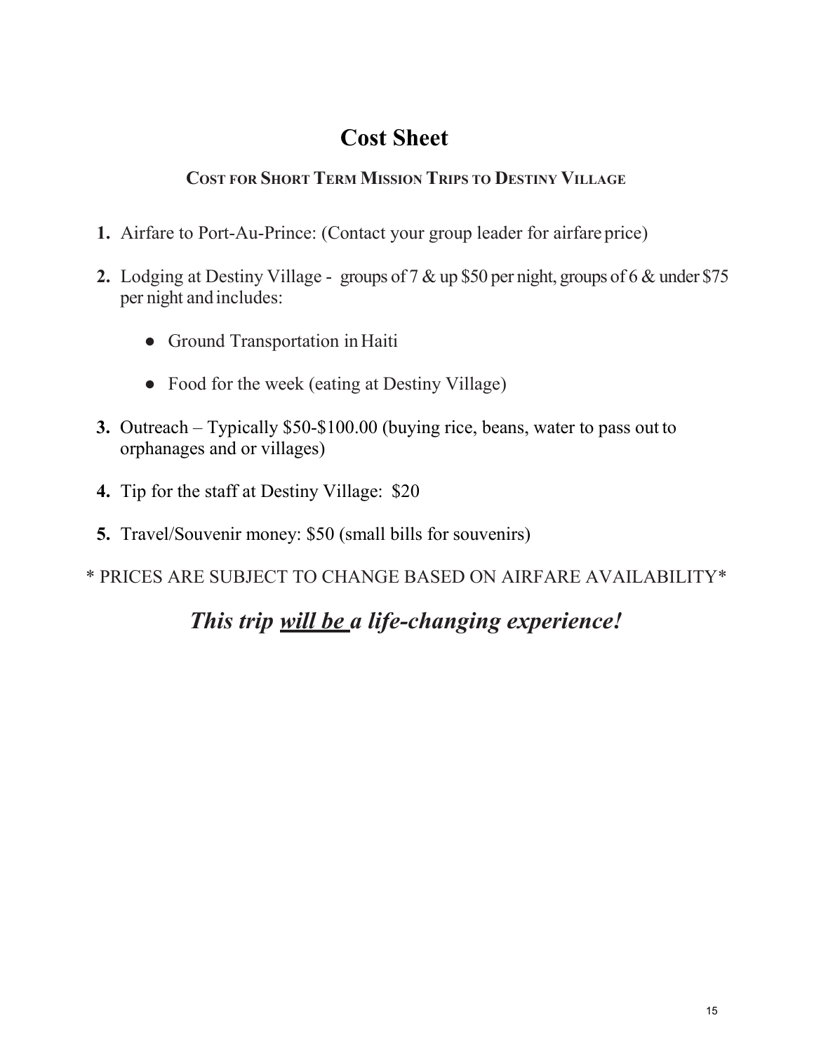# Cost Sheet

## Cost for Short Term Mission Trips to Destiny Village

1. Airfare to Port-Au-Prince: (Contact your group leader for airfare price)
2. Lodging at Destiny Village - groups of 7 & up $50 per night, groups of 6 & under $75 per night and includes:
   - Ground Transportation in Haiti
   - Food for the week (eating at Destiny Village)
3. Outreach – Typically $50-$100.00 (buying rice, beans, water to pass out to orphanages and or villages)
4. Tip for the staff at Destiny Village: $20
5. Travel/Souvenir money: $50 (small bills for souvenirs)

\* PRICES ARE SUBJECT TO CHANGE BASED ON AIRFARE AVAILABILITY\*

***This trip <u>will be</u> a life-changing experience!***